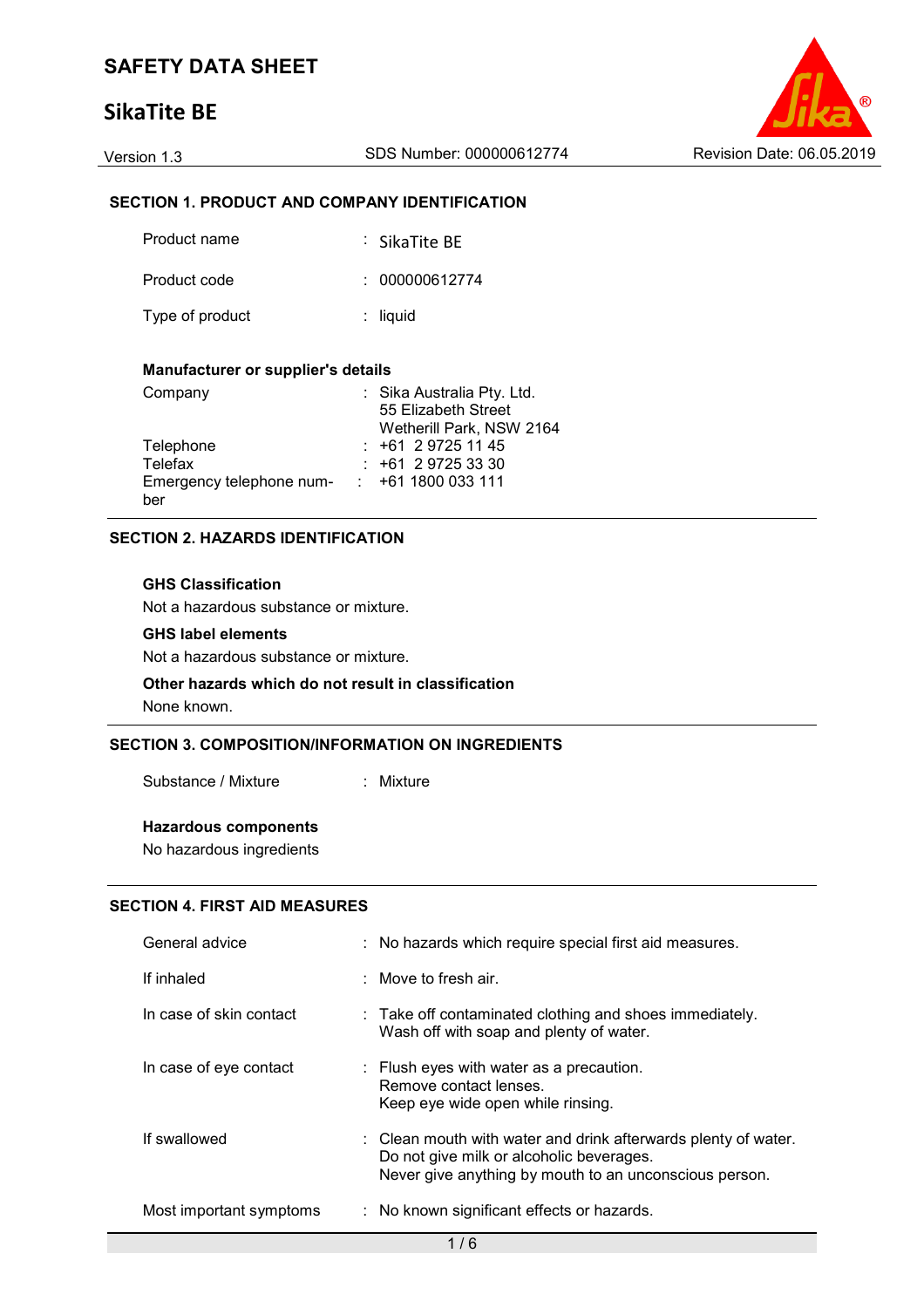# SAFETY DATA SHEET

## SikaTite BE

Version 1.3 | SDS Number: 000000612774 | Revision Date: 06.05.2019

### SECTION 1. PRODUCT AND COMPANY IDENTIFICATION

| | |
|---|---|
| Product name | : SikaTite BE |
| Product code | : 000000612774 |
| Type of product | : liquid |

**Manufacturer or supplier's details**

| | |
|---|---|
| Company | : Sika Australia Pty. Ltd.<br>55 Elizabeth Street<br>Wetherill Park, NSW 2164 |
| Telephone | : +61 2 9725 11 45 |
| Telefax | : +61 2 9725 33 30 |
| Emergency telephone number | : +61 1800 033 111 |

### SECTION 2. HAZARDS IDENTIFICATION

**GHS Classification**

Not a hazardous substance or mixture.

**GHS label elements**

Not a hazardous substance or mixture.

**Other hazards which do not result in classification**

None known.

### SECTION 3. COMPOSITION/INFORMATION ON INGREDIENTS

| | |
|---|---|
| Substance / Mixture | : Mixture |

**Hazardous components**

No hazardous ingredients

### SECTION 4. FIRST AID MEASURES

| | |
|---|---|
| General advice | : No hazards which require special first aid measures. |
| If inhaled | : Move to fresh air. |
| In case of skin contact | : Take off contaminated clothing and shoes immediately.<br>Wash off with soap and plenty of water. |
| In case of eye contact | : Flush eyes with water as a precaution.<br>Remove contact lenses.<br>Keep eye wide open while rinsing. |
| If swallowed | : Clean mouth with water and drink afterwards plenty of water.<br>Do not give milk or alcoholic beverages.<br>Never give anything by mouth to an unconscious person. |
| Most important symptoms | : No known significant effects or hazards. |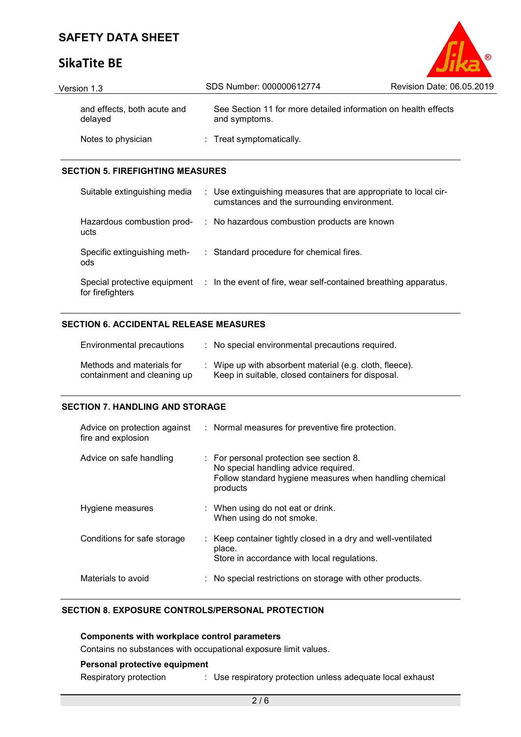| | |
|---|---|
| and effects, both acute and delayed | See Section 11 for more detailed information on health effects and symptoms. |
| Notes to physician | : Treat symptomatically. |

## SECTION 5. FIREFIGHTING MEASURES

| | |
|---|---|
| Suitable extinguishing media | : Use extinguishing measures that are appropriate to local circumstances and the surrounding environment. |
| Hazardous combustion products | : No hazardous combustion products are known |
| Specific extinguishing methods | : Standard procedure for chemical fires. |
| Special protective equipment for firefighters | : In the event of fire, wear self-contained breathing apparatus. |

## SECTION 6. ACCIDENTAL RELEASE MEASURES

| | |
|---|---|
| Environmental precautions | : No special environmental precautions required. |
| Methods and materials for containment and cleaning up | : Wipe up with absorbent material (e.g. cloth, fleece).<br>Keep in suitable, closed containers for disposal. |

## SECTION 7. HANDLING AND STORAGE

| | |
|---|---|
| Advice on protection against fire and explosion | : Normal measures for preventive fire protection. |
| Advice on safe handling | : For personal protection see section 8.<br>No special handling advice required.<br>Follow standard hygiene measures when handling chemical products |
| Hygiene measures | : When using do not eat or drink.<br>When using do not smoke. |
| Conditions for safe storage | : Keep container tightly closed in a dry and well-ventilated place.<br>Store in accordance with local regulations. |
| Materials to avoid | : No special restrictions on storage with other products. |

## SECTION 8. EXPOSURE CONTROLS/PERSONAL PROTECTION

**Components with workplace control parameters**

Contains no substances with occupational exposure limit values.

**Personal protective equipment**

| | |
|---|---|
| Respiratory protection | : Use respiratory protection unless adequate local exhaust |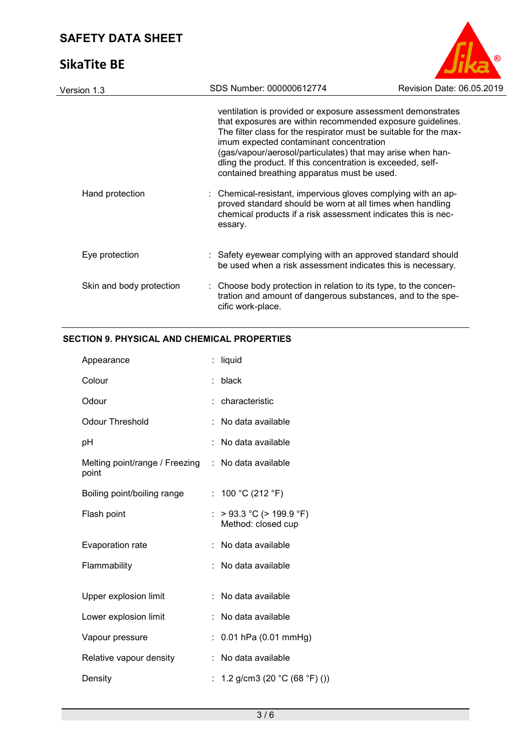ventilation is provided or exposure assessment demonstrates that exposures are within recommended exposure guidelines. The filter class for the respirator must be suitable for the maximum expected contaminant concentration (gas/vapour/aerosol/particulates) that may arise when handling the product. If this concentration is exceeded, self-contained breathing apparatus must be used.

| | | |
|---|---|---|
| Hand protection | : | Chemical-resistant, impervious gloves complying with an approved standard should be worn at all times when handling chemical products if a risk assessment indicates this is necessary. |
| Eye protection | : | Safety eyewear complying with an approved standard should be used when a risk assessment indicates this is necessary. |
| Skin and body protection | : | Choose body protection in relation to its type, to the concentration and amount of dangerous substances, and to the specific work-place. |

## SECTION 9. PHYSICAL AND CHEMICAL PROPERTIES

| | | |
|---|---|---|
| Appearance | : | liquid |
| Colour | : | black |
| Odour | : | characteristic |
| Odour Threshold | : | No data available |
| pH | : | No data available |
| Melting point/range / Freezing point | : | No data available |
| Boiling point/boiling range | : | 100 °C (212 °F) |
| Flash point | : | > 93.3 °C (> 199.9 °F)<br>Method: closed cup |
| Evaporation rate | : | No data available |
| Flammability | : | No data available |
| Upper explosion limit | : | No data available |
| Lower explosion limit | : | No data available |
| Vapour pressure | : | 0.01 hPa (0.01 mmHg) |
| Relative vapour density | : | No data available |
| Density | : | 1.2 g/cm3 (20 °C (68 °F) ()) |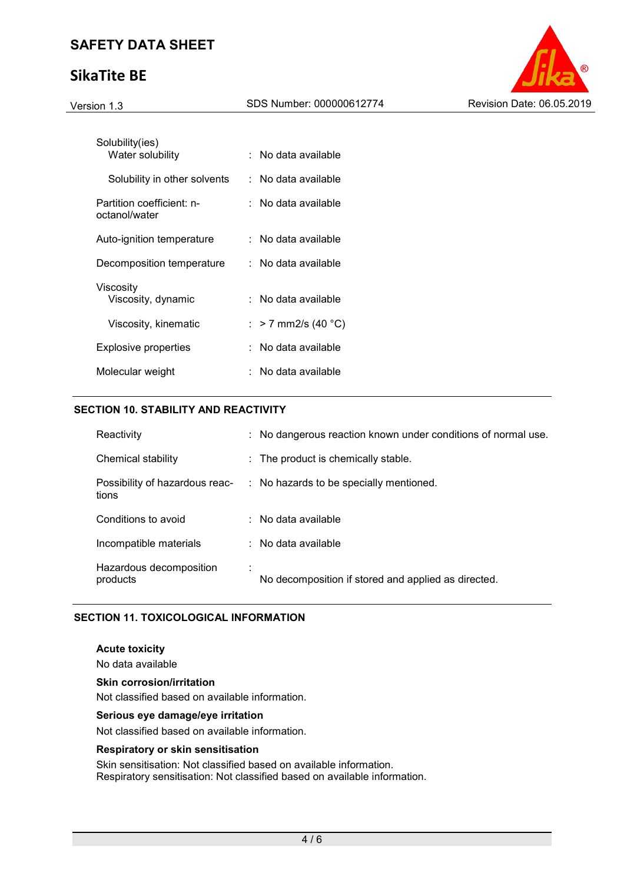| | | |
|---|---|---|
| Solubility(ies) | | |
| Water solubility | : | No data available |
| Solubility in other solvents | : | No data available |
| Partition coefficient: n-octanol/water | : | No data available |
| Auto-ignition temperature | : | No data available |
| Decomposition temperature | : | No data available |
| Viscosity | | |
| Viscosity, dynamic | : | No data available |
| Viscosity, kinematic | : | > 7 mm2/s (40 °C) |
| Explosive properties | : | No data available |
| Molecular weight | : | No data available |

## SECTION 10. STABILITY AND REACTIVITY

| | | |
|---|---|---|
| Reactivity | : | No dangerous reaction known under conditions of normal use. |
| Chemical stability | : | The product is chemically stable. |
| Possibility of hazardous reactions | : | No hazards to be specially mentioned. |
| Conditions to avoid | : | No data available |
| Incompatible materials | : | No data available |
| Hazardous decomposition products | : | No decomposition if stored and applied as directed. |

## SECTION 11. TOXICOLOGICAL INFORMATION

**Acute toxicity**

No data available

**Skin corrosion/irritation**

Not classified based on available information.

**Serious eye damage/eye irritation**

Not classified based on available information.

**Respiratory or skin sensitisation**

Skin sensitisation: Not classified based on available information.
Respiratory sensitisation: Not classified based on available information.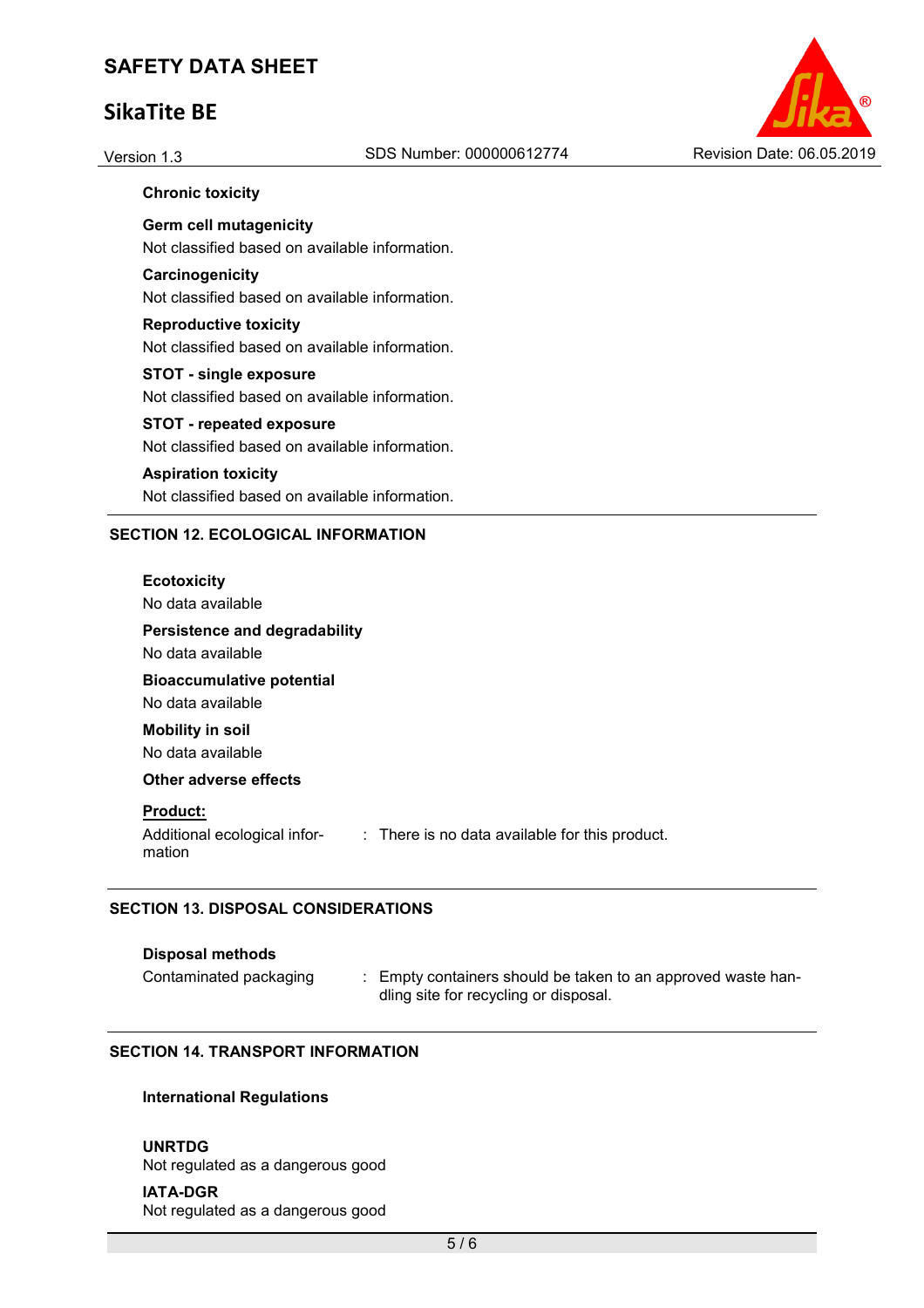### Chronic toxicity

**Germ cell mutagenicity**
Not classified based on available information.

**Carcinogenicity**
Not classified based on available information.

**Reproductive toxicity**
Not classified based on available information.

**STOT - single exposure**
Not classified based on available information.

**STOT - repeated exposure**
Not classified based on available information.

**Aspiration toxicity**
Not classified based on available information.

## SECTION 12. ECOLOGICAL INFORMATION

**Ecotoxicity**
No data available

**Persistence and degradability**
No data available

**Bioaccumulative potential**
No data available

**Mobility in soil**
No data available

**Other adverse effects**

**Product:**

Additional ecological information : There is no data available for this product.

## SECTION 13. DISPOSAL CONSIDERATIONS

**Disposal methods**

Contaminated packaging : Empty containers should be taken to an approved waste handling site for recycling or disposal.

## SECTION 14. TRANSPORT INFORMATION

**International Regulations**

**UNRTDG**
Not regulated as a dangerous good

**IATA-DGR**
Not regulated as a dangerous good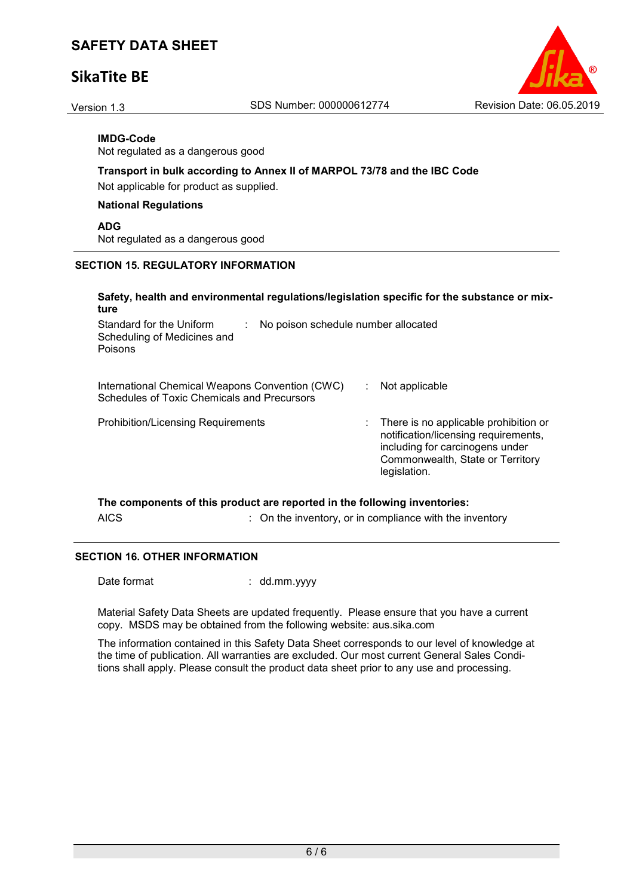**IMDG-Code**
Not regulated as a dangerous good

**Transport in bulk according to Annex II of MARPOL 73/78 and the IBC Code**
Not applicable for product as supplied.

**National Regulations**

**ADG**
Not regulated as a dangerous good

## SECTION 15. REGULATORY INFORMATION

**Safety, health and environmental regulations/legislation specific for the substance or mixture**

| | |
|---|---|
| Standard for the Uniform Scheduling of Medicines and Poisons | : No poison schedule number allocated |
| International Chemical Weapons Convention (CWC) Schedules of Toxic Chemicals and Precursors | : Not applicable |
| Prohibition/Licensing Requirements | : There is no applicable prohibition or notification/licensing requirements, including for carcinogens under Commonwealth, State or Territory legislation. |

**The components of this product are reported in the following inventories:**

| | |
|---|---|
| AICS | : On the inventory, or in compliance with the inventory |

## SECTION 16. OTHER INFORMATION

| | |
|---|---|
| Date format | : dd.mm.yyyy |

Material Safety Data Sheets are updated frequently. Please ensure that you have a current copy. MSDS may be obtained from the following website: aus.sika.com

The information contained in this Safety Data Sheet corresponds to our level of knowledge at the time of publication. All warranties are excluded. Our most current General Sales Conditions shall apply. Please consult the product data sheet prior to any use and processing.